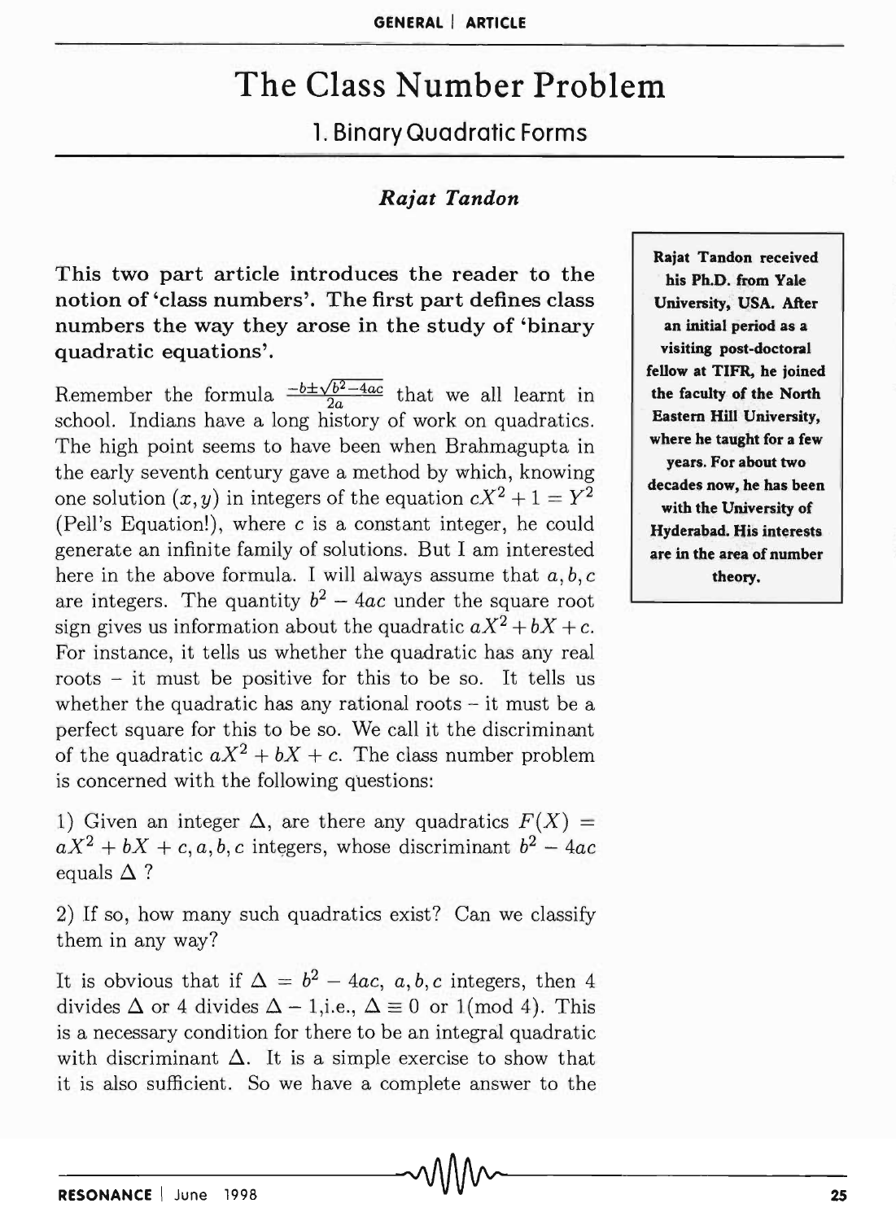# The Class Number Problem

## 1. Binary Quadratic Forms

***Rajat Tandon***

Rajat Tandon received his Ph.D. from Yale University, USA. After an initial period as a visiting post-doctoral fellow at TIFR, he joined the faculty of the North Eastern Hill University, where he taught for a few years. For about two decades now, he has been with the University of Hyderabad. His interests are in the area of number theory.

**This two part article introduces the reader to the notion of 'class numbers'. The first part defines class numbers the way they arose in the study of 'binary quadratic equations'.**

Remember the formula $\frac{-b\pm\sqrt{b^2-4ac}}{2a}$ that we all learnt in school. Indians have a long history of work on quadratics. The high point seems to have been when Brahmagupta in the early seventh century gave a method by which, knowing one solution $(x, y)$ in integers of the equation $cX^2 + 1 = Y^2$ (Pell's Equation!), where $c$ is a constant integer, he could generate an infinite family of solutions. But I am interested here in the above formula. I will always assume that $a, b, c$ are integers. The quantity $b^2 - 4ac$ under the square root sign gives us information about the quadratic $aX^2 + bX + c$. For instance, it tells us whether the quadratic has any real roots – it must be positive for this to be so. It tells us whether the quadratic has any rational roots – it must be a perfect square for this to be so. We call it the discriminant of the quadratic $aX^2 + bX + c$. The class number problem is concerned with the following questions:

1) Given an integer $\Delta$, are there any quadratics $F(X) = aX^2 + bX + c, a, b, c$ integers, whose discriminant $b^2 - 4ac$ equals $\Delta$ ?

2) If so, how many such quadratics exist? Can we classify them in any way?

It is obvious that if $\Delta = b^2 - 4ac$, $a, b, c$ integers, then 4 divides $\Delta$ or 4 divides $\Delta - 1$,i.e., $\Delta \equiv 0$ or $1 (\text{mod } 4)$. This is a necessary condition for there to be an integral quadratic with discriminant $\Delta$. It is a simple exercise to show that it is also sufficient. So we have a complete answer to the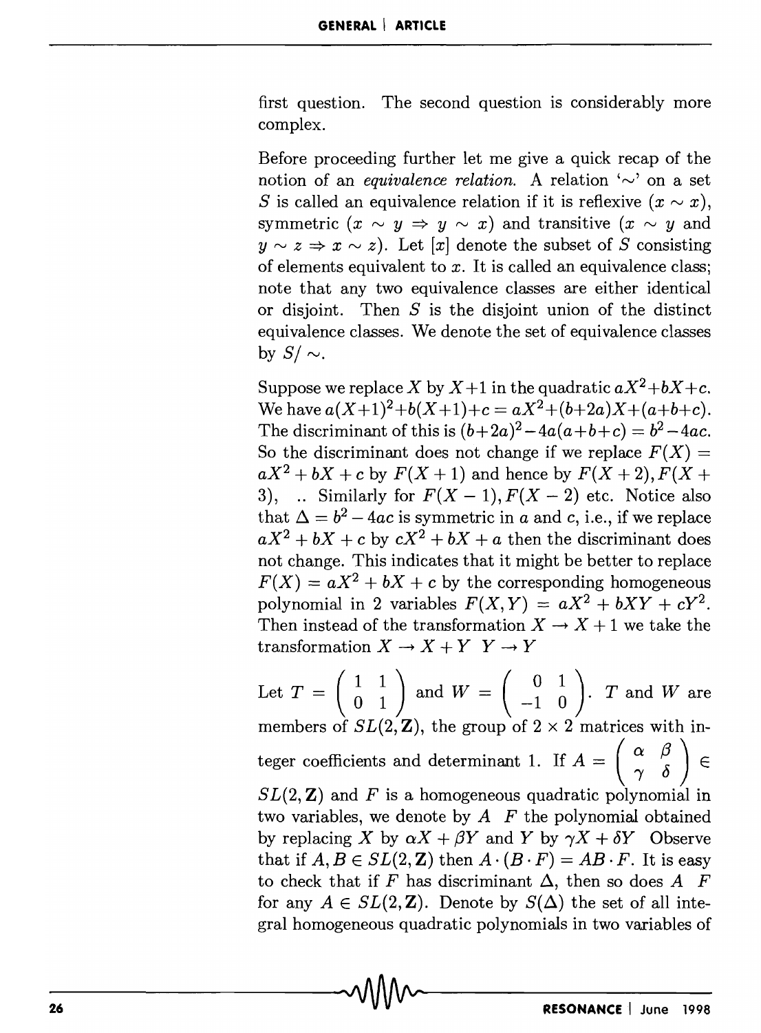first question. The second question is considerably more complex.

Before proceeding further let me give a quick recap of the notion of an *equivalence relation.* A relation '$\sim$' on a set $S$ is called an equivalence relation if it is reflexive ($x \sim x$), symmetric ($x \sim y \Rightarrow y \sim x$) and transitive ($x \sim y$ and $y \sim z \Rightarrow x \sim z$). Let $[x]$ denote the subset of $S$ consisting of elements equivalent to $x$. It is called an equivalence class; note that any two equivalence classes are either identical or disjoint. Then $S$ is the disjoint union of the distinct equivalence classes. We denote the set of equivalence classes by $S/\sim$.

Suppose we replace $X$ by $X+1$ in the quadratic $aX^2+bX+c$. We have $a(X+1)^2+b(X+1)+c = aX^2+(b+2a)X+(a+b+c)$. The discriminant of this is $(b+2a)^2-4a(a+b+c) = b^2-4ac$. So the discriminant does not change if we replace $F(X) = aX^2+bX+c$ by $F(X+1)$ and hence by $F(X+2), F(X+3)$, .. Similarly for $F(X-1), F(X-2)$ etc. Notice also that $\Delta = b^2-4ac$ is symmetric in $a$ and $c$, i.e., if we replace $aX^2+bX+c$ by $cX^2+bX+a$ then the discriminant does not change. This indicates that it might be better to replace $F(X) = aX^2+bX+c$ by the corresponding homogeneous polynomial in 2 variables $F(X,Y) = aX^2+bXY+cY^2$. Then instead of the transformation $X \to X+1$ we take the transformation $X \to X+Y \;\; Y \to Y$

Let $T = \begin{pmatrix} 1 & 1 \\ 0 & 1 \end{pmatrix}$ and $W = \begin{pmatrix} 0 & 1 \\ -1 & 0 \end{pmatrix}$. $T$ and $W$ are members of $SL(2,\mathbf{Z})$, the group of $2 \times 2$ matrices with integer coefficients and determinant 1. If $A = \begin{pmatrix} \alpha & \beta \\ \gamma & \delta \end{pmatrix} \in SL(2,\mathbf{Z})$ and $F$ is a homogeneous quadratic polynomial in two variables, we denote by $A \;\; F$ the polynomial obtained by replacing $X$ by $\alpha X + \beta Y$ and $Y$ by $\gamma X + \delta Y$ Observe that if $A, B \in SL(2,\mathbf{Z})$ then $A \cdot (B \cdot F) = AB \cdot F$. It is easy to check that if $F$ has discriminant $\Delta$, then so does $A \;\; F$ for any $A \in SL(2,\mathbf{Z})$. Denote by $S(\Delta)$ the set of all integral homogeneous quadratic polynomials in two variables of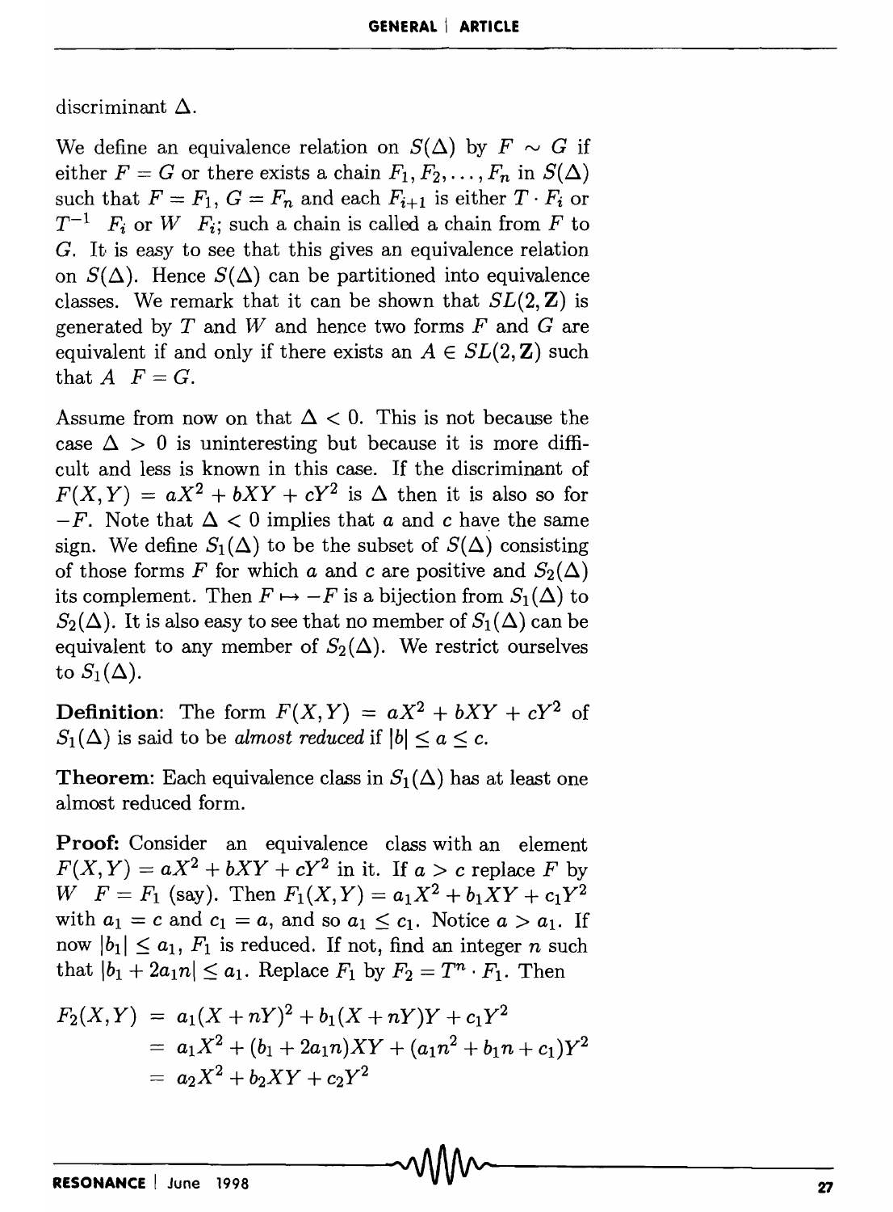discriminant $\Delta$.

We define an equivalence relation on $S(\Delta)$ by $F \sim G$ if either $F = G$ or there exists a chain $F_1, F_2, \ldots, F_n$ in $S(\Delta)$ such that $F = F_1$, $G = F_n$ and each $F_{i+1}$ is either $T \cdot F_i$ or $T^{-1} \cdot F_i$ or $W \cdot F_i$; such a chain is called a chain from $F$ to $G$. It is easy to see that this gives an equivalence relation on $S(\Delta)$. Hence $S(\Delta)$ can be partitioned into equivalence classes. We remark that it can be shown that $SL(2, \mathbf{Z})$ is generated by $T$ and $W$ and hence two forms $F$ and $G$ are equivalent if and only if there exists an $A \in SL(2, \mathbf{Z})$ such that $A \cdot F = G$.

Assume from now on that $\Delta < 0$. This is not because the case $\Delta > 0$ is uninteresting but because it is more difficult and less is known in this case. If the discriminant of $F(X, Y) = aX^2 + bXY + cY^2$ is $\Delta$ then it is also so for $-F$. Note that $\Delta < 0$ implies that $a$ and $c$ have the same sign. We define $S_1(\Delta)$ to be the subset of $S(\Delta)$ consisting of those forms $F$ for which $a$ and $c$ are positive and $S_2(\Delta)$ its complement. Then $F \mapsto -F$ is a bijection from $S_1(\Delta)$ to $S_2(\Delta)$. It is also easy to see that no member of $S_1(\Delta)$ can be equivalent to any member of $S_2(\Delta)$. We restrict ourselves to $S_1(\Delta)$.

**Definition**: The form $F(X, Y) = aX^2 + bXY + cY^2$ of $S_1(\Delta)$ is said to be *almost reduced* if $|b| \leq a \leq c$.

**Theorem**: Each equivalence class in $S_1(\Delta)$ has at least one almost reduced form.

**Proof:** Consider an equivalence class with an element $F(X, Y) = aX^2 + bXY + cY^2$ in it. If $a > c$ replace $F$ by $W \cdot F = F_1$ (say). Then $F_1(X, Y) = a_1X^2 + b_1XY + c_1Y^2$ with $a_1 = c$ and $c_1 = a$, and so $a_1 \leq c_1$. Notice $a > a_1$. If now $|b_1| \leq a_1$, $F_1$ is reduced. If not, find an integer $n$ such that $|b_1 + 2a_1n| \leq a_1$. Replace $F_1$ by $F_2 = T^n \cdot F_1$. Then

$$
\begin{aligned}
F_2(X, Y) &= a_1(X + nY)^2 + b_1(X + nY)Y + c_1Y^2 \\
&= a_1X^2 + (b_1 + 2a_1n)XY + (a_1n^2 + b_1n + c_1)Y^2 \\
&= a_2X^2 + b_2XY + c_2Y^2
\end{aligned}
$$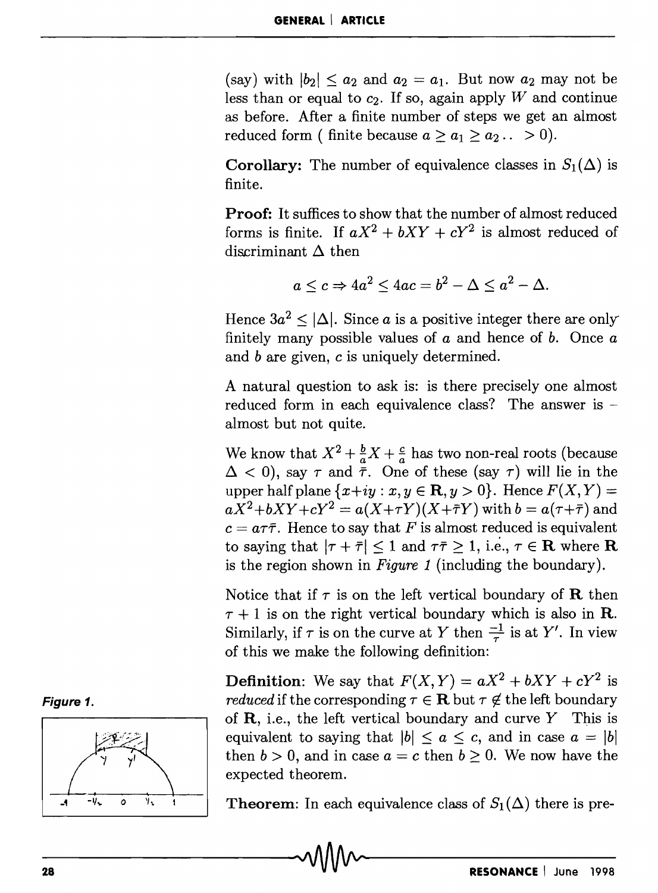(say) with $|b_2| \leq a_2$ and $a_2 = a_1$. But now $a_2$ may not be less than or equal to $c_2$. If so, again apply $W$ and continue as before. After a finite number of steps we get an almost reduced form ( finite because $a \geq a_1 \geq a_2 .. > 0$).

**Corollary:** The number of equivalence classes in $S_1(\Delta)$ is finite.

**Proof:** It suffices to show that the number of almost reduced forms is finite. If $aX^2 + bXY + cY^2$ is almost reduced of discriminant $\Delta$ then

$$a \leq c \Rightarrow 4a^2 \leq 4ac = b^2 - \Delta \leq a^2 - \Delta.$$

Hence $3a^2 \leq |\Delta|$. Since $a$ is a positive integer there are only finitely many possible values of $a$ and hence of $b$. Once $a$ and $b$ are given, $c$ is uniquely determined.

A natural question to ask is: is there precisely one almost reduced form in each equivalence class? The answer is – almost but not quite.

We know that $X^2 + \frac{b}{a}X + \frac{c}{a}$ has two non-real roots (because $\Delta < 0$), say $\tau$ and $\bar{\tau}$. One of these (say $\tau$) will lie in the upper half plane $\{x+iy : x, y \in \mathbf{R}, y > 0\}$. Hence $F(X,Y) = aX^2+bXY+cY^2 = a(X+\tau Y)(X+\bar{\tau}Y)$ with $b = a(\tau+\bar{\tau})$ and $c = a\tau\bar{\tau}$. Hence to say that $F$ is almost reduced is equivalent to saying that $|\tau + \bar{\tau}| \leq 1$ and $\tau\bar{\tau} \geq 1$, i.e., $\tau \in \mathbf{R}$ where $\mathbf{R}$ is the region shown in *Figure 1* (including the boundary).

Notice that if $\tau$ is on the left vertical boundary of $\mathbf{R}$ then $\tau + 1$ is on the right vertical boundary which is also in $\mathbf{R}$. Similarly, if $\tau$ is on the curve at $Y$ then $\frac{-1}{\tau}$ is at $Y'$. In view of this we make the following definition:

**Definition**: We say that $F(X,Y) = aX^2 + bXY + cY^2$ is *reduced* if the corresponding $\tau \in \mathbf{R}$ but $\tau \notin$ the left boundary of $\mathbf{R}$, i.e., the left vertical boundary and curve $Y$ This is equivalent to saying that $|b| \leq a \leq c$, and in case $a = |b|$ then $b > 0$, and in case $a = c$ then $b \geq 0$. We now have the expected theorem.

*Figure 1.*

**Theorem**: In each equivalence class of $S_1(\Delta)$ there is pre-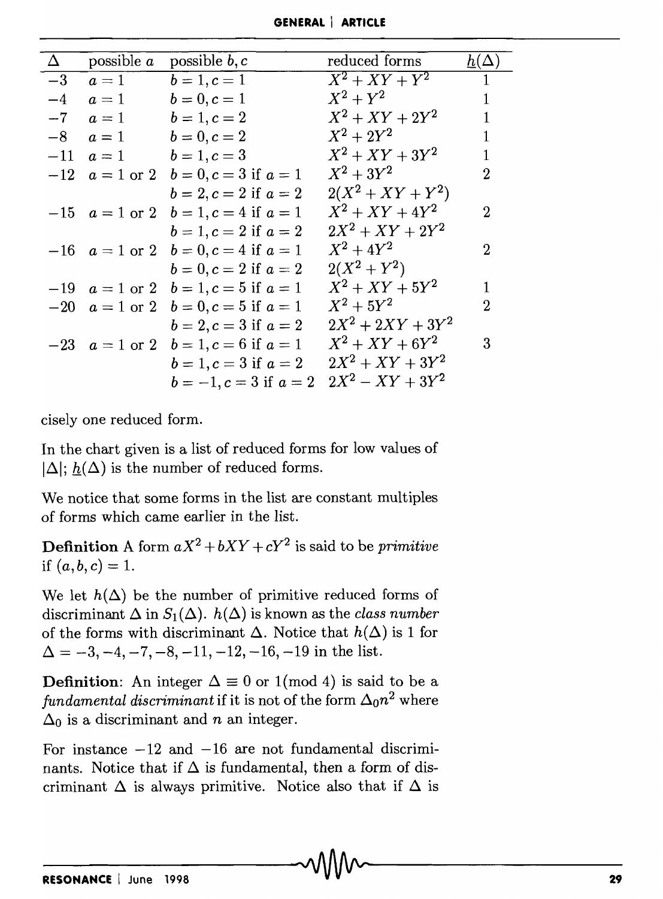| $\Delta$ | possible $a$ | possible $b, c$ | reduced forms | $\underline{h}(\Delta)$ |
|---|---|---|---|---|
| $-3$ | $a = 1$ | $b = 1, c = 1$ | $X^2 + XY + Y^2$ | 1 |
| $-4$ | $a = 1$ | $b = 0, c = 1$ | $X^2 + Y^2$ | 1 |
| $-7$ | $a = 1$ | $b = 1, c = 2$ | $X^2 + XY + 2Y^2$ | 1 |
| $-8$ | $a = 1$ | $b = 0, c = 2$ | $X^2 + 2Y^2$ | 1 |
| $-11$ | $a = 1$ | $b = 1, c = 3$ | $X^2 + XY + 3Y^2$ | 1 |
| $-12$ | $a = 1$ or $2$ | $b = 0, c = 3$ if $a = 1$ | $X^2 + 3Y^2$ | 2 |
| | | $b = 2, c = 2$ if $a = 2$ | $2(X^2 + XY + Y^2)$ | |
| $-15$ | $a = 1$ or $2$ | $b = 1, c = 4$ if $a = 1$ | $X^2 + XY + 4Y^2$ | 2 |
| | | $b = 1, c = 2$ if $a = 2$ | $2X^2 + XY + 2Y^2$ | |
| $-16$ | $a = 1$ or $2$ | $b = 0, c = 4$ if $a = 1$ | $X^2 + 4Y^2$ | 2 |
| | | $b = 0, c = 2$ if $a = 2$ | $2(X^2 + Y^2)$ | |
| $-19$ | $a = 1$ or $2$ | $b = 1, c = 5$ if $a = 1$ | $X^2 + XY + 5Y^2$ | 1 |
| $-20$ | $a = 1$ or $2$ | $b = 0, c = 5$ if $a = 1$ | $X^2 + 5Y^2$ | 2 |
| | | $b = 2, c = 3$ if $a = 2$ | $2X^2 + 2XY + 3Y^2$ | |
| $-23$ | $a = 1$ or $2$ | $b = 1, c = 6$ if $a = 1$ | $X^2 + XY + 6Y^2$ | 3 |
| | | $b = 1, c = 3$ if $a = 2$ | $2X^2 + XY + 3Y^2$ | |
| | | $b = -1, c = 3$ if $a = 2$ | $2X^2 - XY + 3Y^2$ | |

cisely one reduced form.

In the chart given is a list of reduced forms for low values of $|\Delta|$; $\underline{h}(\Delta)$ is the number of reduced forms.

We notice that some forms in the list are constant multiples of forms which came earlier in the list.

**Definition** A form $aX^2 + bXY + cY^2$ is said to be *primitive* if $(a, b, c) = 1$.

We let $h(\Delta)$ be the number of primitive reduced forms of discriminant $\Delta$ in $S_1(\Delta)$. $h(\Delta)$ is known as the *class number* of the forms with discriminant $\Delta$. Notice that $h(\Delta)$ is 1 for $\Delta = -3, -4, -7, -8, -11, -12, -16, -19$ in the list.

**Definition**: An integer $\Delta \equiv 0$ or $1 \pmod 4$ is said to be a *fundamental discriminant* if it is not of the form $\Delta_0 n^2$ where $\Delta_0$ is a discriminant and $n$ an integer.

For instance $-12$ and $-16$ are not fundamental discriminants. Notice that if $\Delta$ is fundamental, then a form of discriminant $\Delta$ is always primitive. Notice also that if $\Delta$ is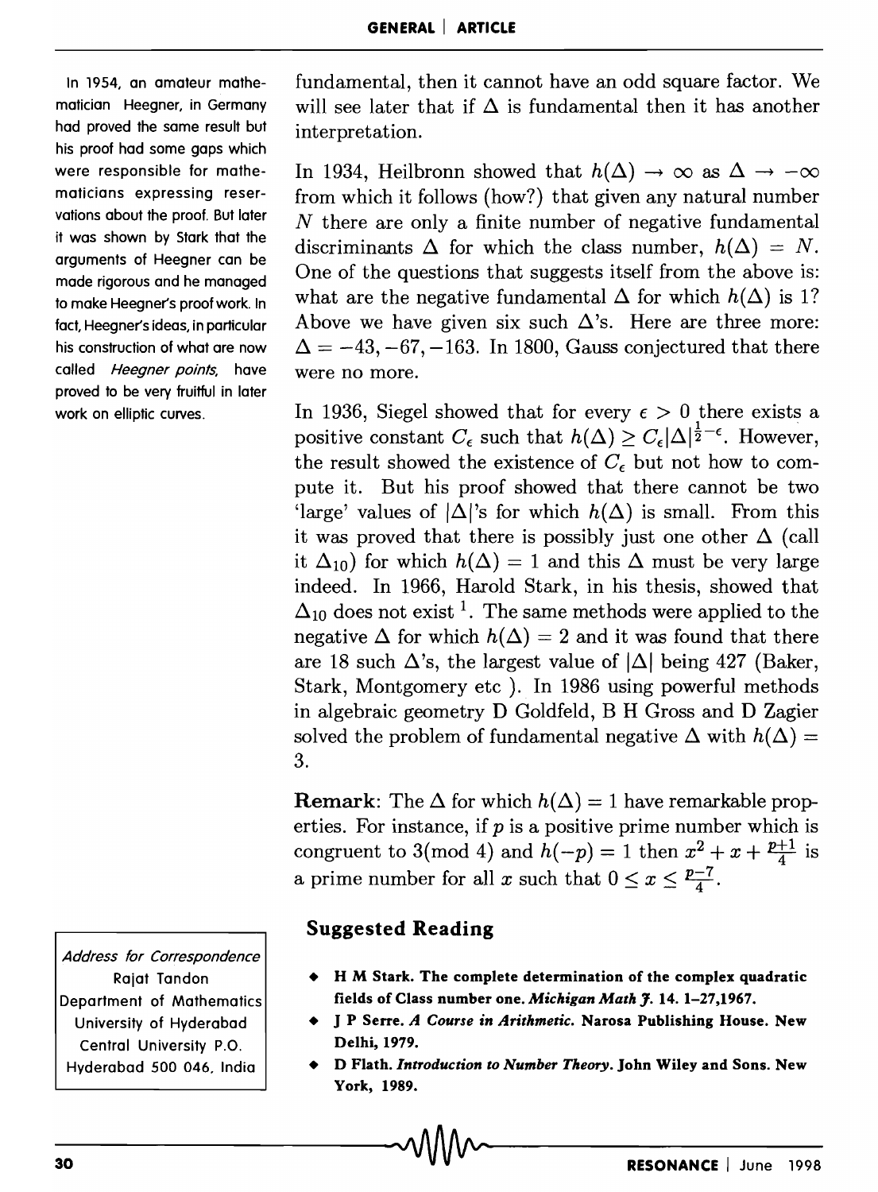fundamental, then it cannot have an odd square factor. We will see later that if $\Delta$ is fundamental then it has another interpretation.

In 1954, an amateur mathematician Heegner, in Germany had proved the same result but his proof had some gaps which were responsible for mathematicians expressing reservations about the proof. But later it was shown by Stark that the arguments of Heegner can be made rigorous and he managed to make Heegner's proof work. In fact, Heegner's ideas, in particular his construction of what are now called *Heegner points*, have proved to be very fruitful in later work on elliptic curves.

In 1934, Heilbronn showed that $h(\Delta) \to \infty$ as $\Delta \to -\infty$ from which it follows (how?) that given any natural number $N$ there are only a finite number of negative fundamental discriminants $\Delta$ for which the class number, $h(\Delta) = N$. One of the questions that suggests itself from the above is: what are the negative fundamental $\Delta$ for which $h(\Delta)$ is 1? Above we have given six such $\Delta$'s. Here are three more: $\Delta = -43, -67, -163$. In 1800, Gauss conjectured that there were no more.

In 1936, Siegel showed that for every $\epsilon > 0$ there exists a positive constant $C_\epsilon$ such that $h(\Delta) \geq C_\epsilon |\Delta|^{\frac{1}{2}-\epsilon}$. However, the result showed the existence of $C_\epsilon$ but not how to compute it. But his proof showed that there cannot be two 'large' values of $|\Delta|$'s for which $h(\Delta)$ is small. From this it was proved that there is possibly just one other $\Delta$ (call it $\Delta_{10}$) for which $h(\Delta) = 1$ and this $\Delta$ must be very large indeed. In 1966, Harold Stark, in his thesis, showed that $\Delta_{10}$ does not exist [1]. The same methods were applied to the negative $\Delta$ for which $h(\Delta) = 2$ and it was found that there are 18 such $\Delta$'s, the largest value of $|\Delta|$ being 427 (Baker, Stark, Montgomery etc ). In 1986 using powerful methods in algebraic geometry D Goldfeld, B H Gross and D Zagier solved the problem of fundamental negative $\Delta$ with $h(\Delta) = 3$.

**Remark**: The $\Delta$ for which $h(\Delta) = 1$ have remarkable properties. For instance, if $p$ is a positive prime number which is congruent to 3(mod 4) and $h(-p) = 1$ then $x^2 + x + \frac{p+1}{4}$ is a prime number for all $x$ such that $0 \leq x \leq \frac{p-7}{4}$.

## Suggested Reading

- **H M Stark. The complete determination of the complex quadratic fields of Class number one. *Michigan Math J.* 14. 1–27,1967.**
- **J P Serre. *A Course in Arithmetic.* Narosa Publishing House. New Delhi, 1979.**
- **D Flath. *Introduction to Number Theory.* John Wiley and Sons. New York, 1989.**

*Address for Correspondence*
Rajat Tandon
Department of Mathematics
University of Hyderabad
Central University P.O.
Hyderabad 500 046, India